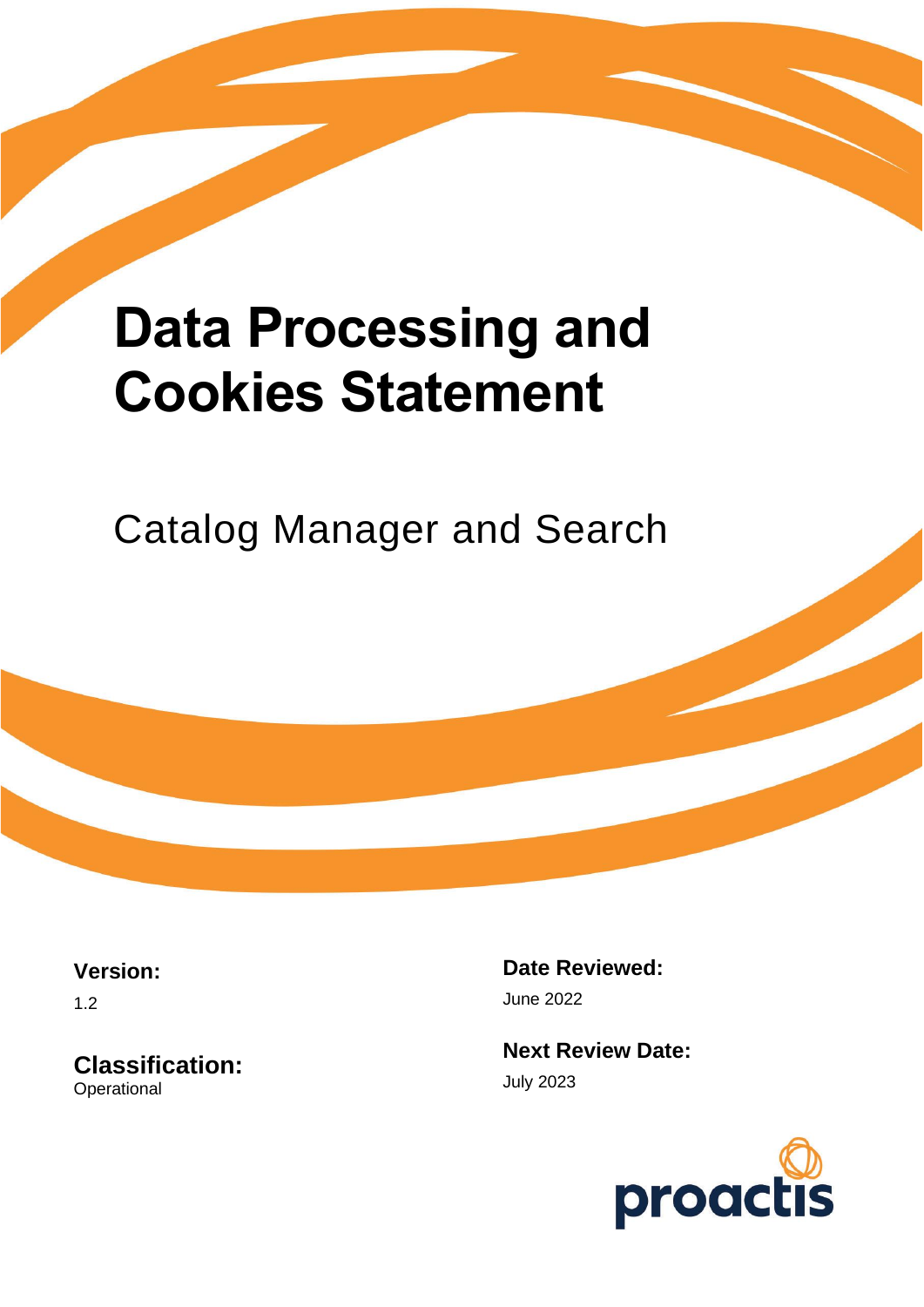# Data Processing and Cookies Statement

## Catalog Manager and Search

**Version:**

1.2

**Classification:**

Operational

**Date Reviewed:**

June 2022

**Next Review Date:**

July 2023

proactis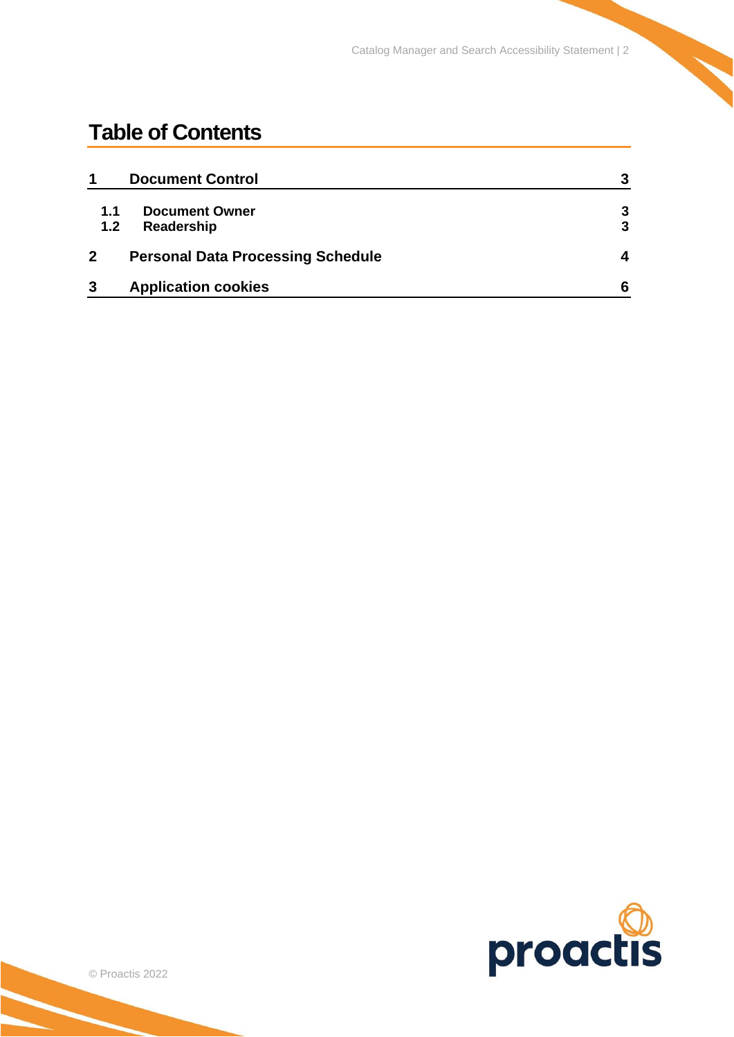# Table of Contents

| | | |
|---|---|---|
| **1** | **Document Control** | **3** |
| **1.1** | **Document Owner** | **3** |
| **1.2** | **Readership** | **3** |
| **2** | **Personal Data Processing Schedule** | **4** |
| **3** | **Application cookies** | **6** |

© Proactis 2022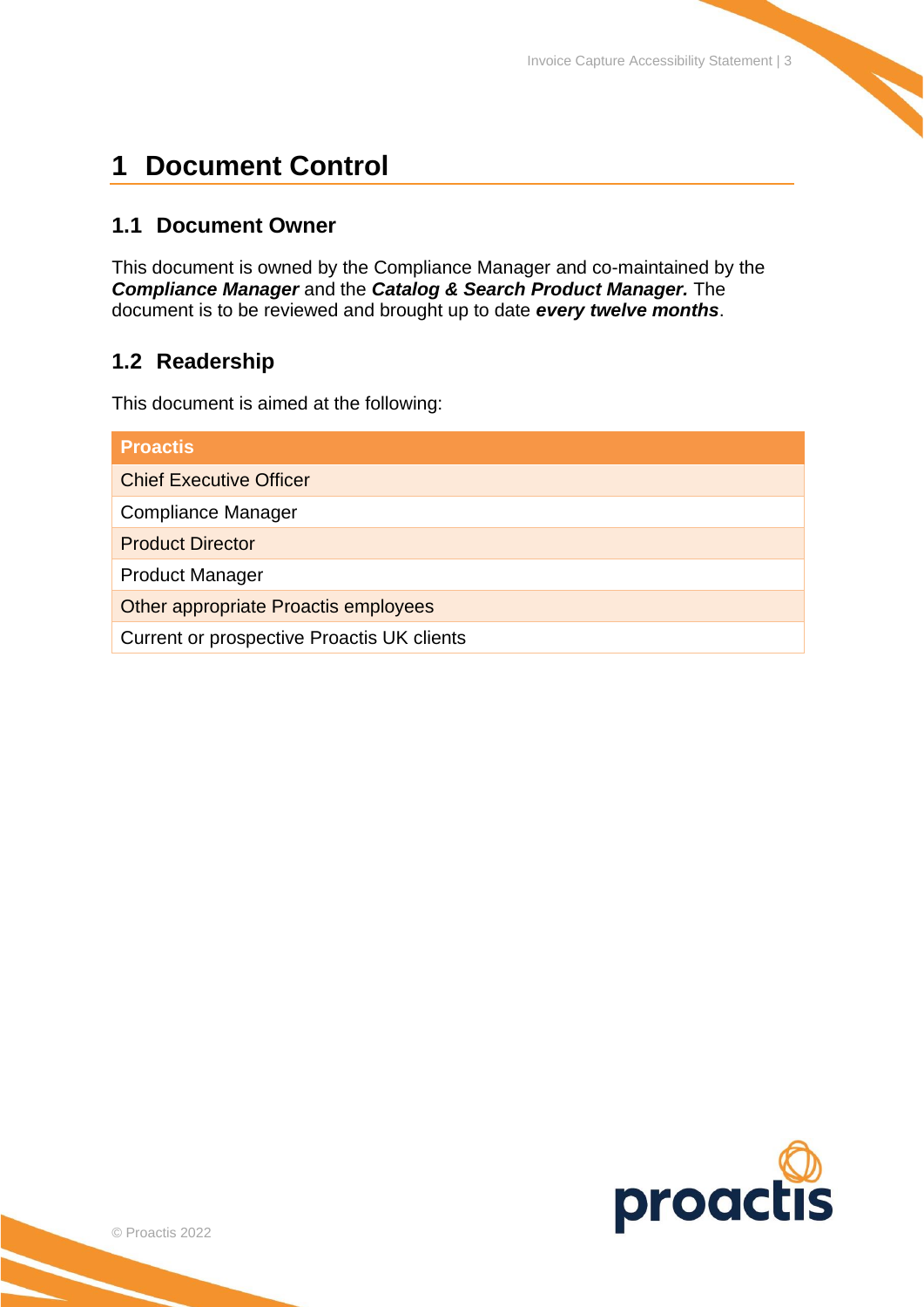# 1 Document Control

## 1.1 Document Owner

This document is owned by the Compliance Manager and co-maintained by the ***Compliance Manager*** and the ***Catalog & Search Product Manager.*** The document is to be reviewed and brought up to date ***every twelve months***.

## 1.2 Readership

This document is aimed at the following:

| Proactis |
| --- |
| Chief Executive Officer |
| Compliance Manager |
| Product Director |
| Product Manager |
| Other appropriate Proactis employees |
| Current or prospective Proactis UK clients |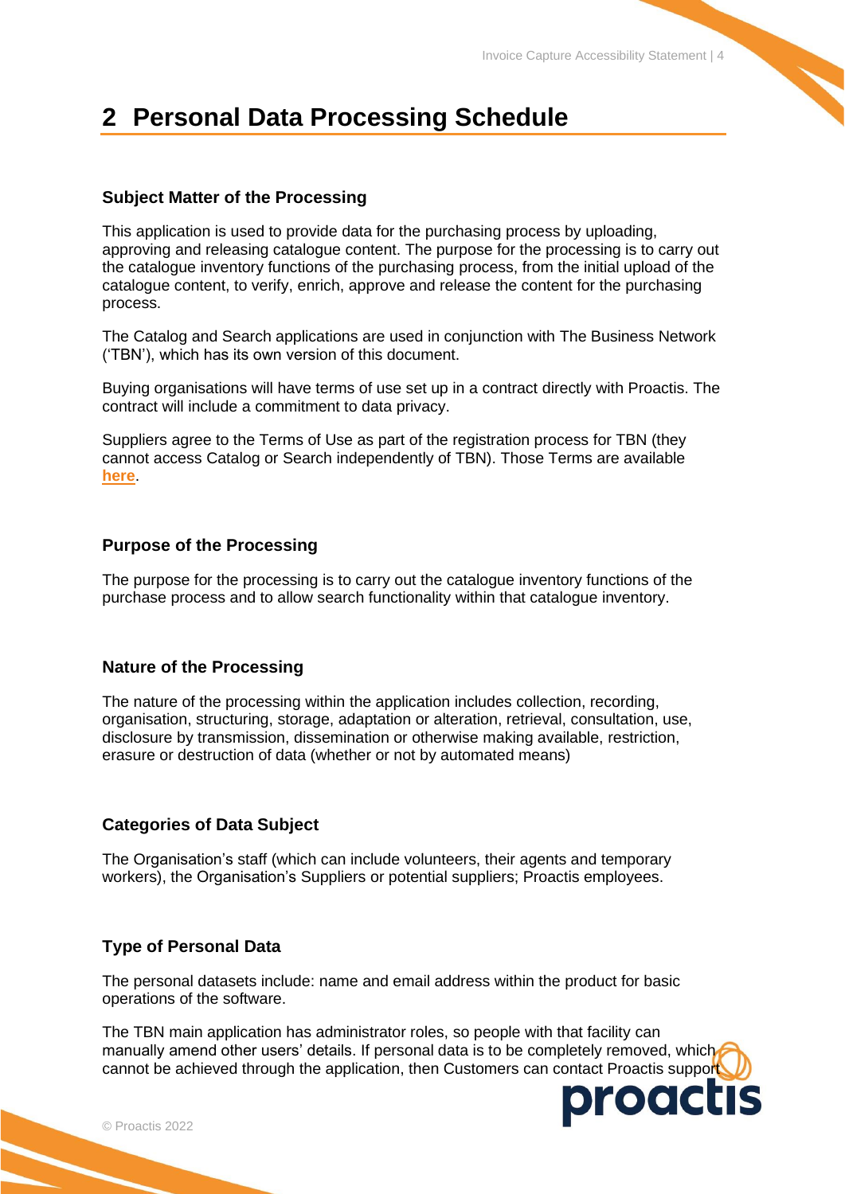# 2 Personal Data Processing Schedule

### Subject Matter of the Processing

This application is used to provide data for the purchasing process by uploading, approving and releasing catalogue content. The purpose for the processing is to carry out the catalogue inventory functions of the purchasing process, from the initial upload of the catalogue content, to verify, enrich, approve and release the content for the purchasing process.

The Catalog and Search applications are used in conjunction with The Business Network ('TBN'), which has its own version of this document.

Buying organisations will have terms of use set up in a contract directly with Proactis. The contract will include a commitment to data privacy.

Suppliers agree to the Terms of Use as part of the registration process for TBN (they cannot access Catalog or Search independently of TBN). Those Terms are available **here**.

### Purpose of the Processing

The purpose for the processing is to carry out the catalogue inventory functions of the purchase process and to allow search functionality within that catalogue inventory.

### Nature of the Processing

The nature of the processing within the application includes collection, recording, organisation, structuring, storage, adaptation or alteration, retrieval, consultation, use, disclosure by transmission, dissemination or otherwise making available, restriction, erasure or destruction of data (whether or not by automated means)

### Categories of Data Subject

The Organisation's staff (which can include volunteers, their agents and temporary workers), the Organisation's Suppliers or potential suppliers; Proactis employees.

### Type of Personal Data

The personal datasets include: name and email address within the product for basic operations of the software.

The TBN main application has administrator roles, so people with that facility can manually amend other users' details. If personal data is to be completely removed, which cannot be achieved through the application, then Customers can contact Proactis support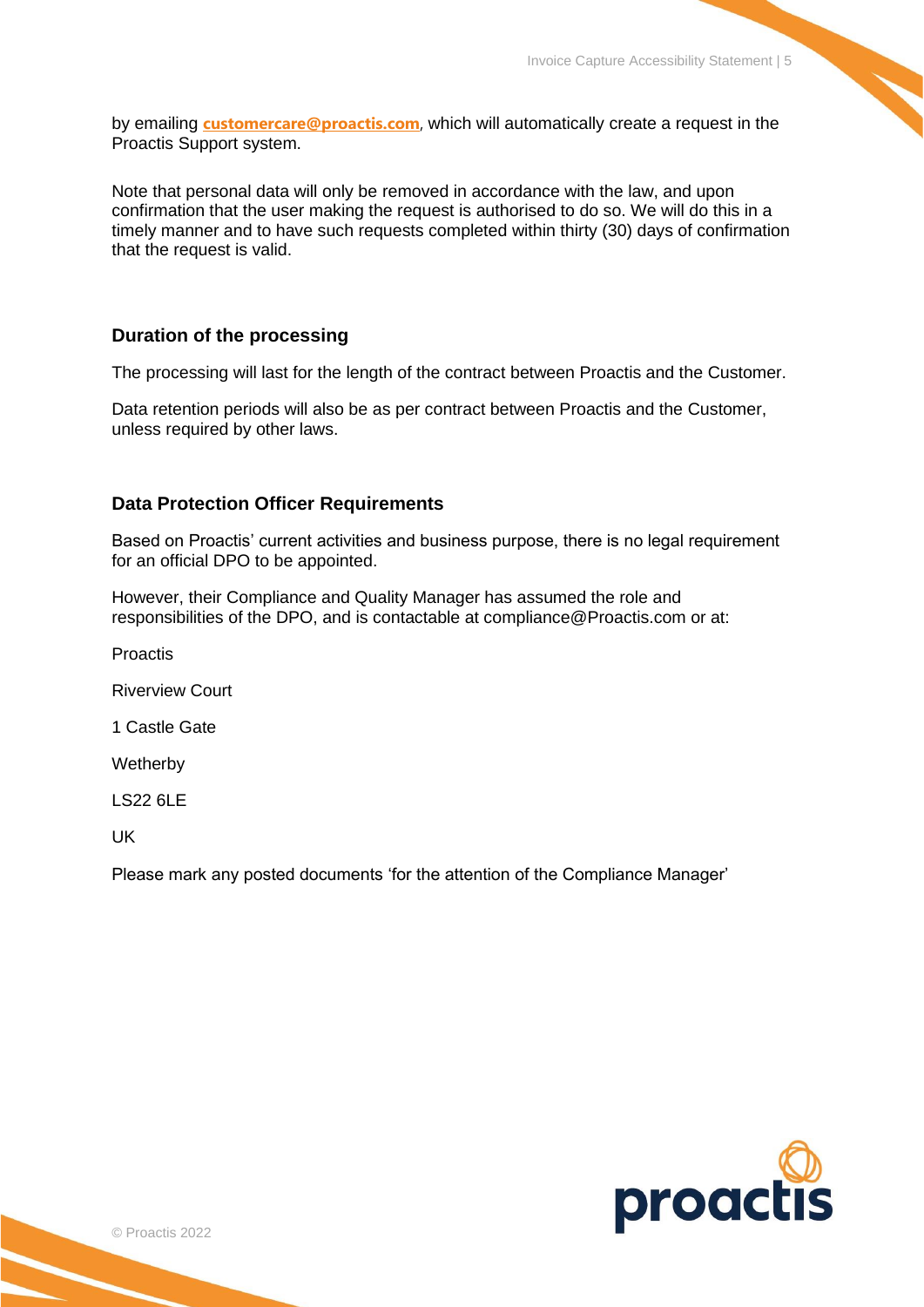by emailing **customercare@proactis.com**, which will automatically create a request in the Proactis Support system.

Note that personal data will only be removed in accordance with the law, and upon confirmation that the user making the request is authorised to do so. We will do this in a timely manner and to have such requests completed within thirty (30) days of confirmation that the request is valid.

### Duration of the processing

The processing will last for the length of the contract between Proactis and the Customer.

Data retention periods will also be as per contract between Proactis and the Customer, unless required by other laws.

### Data Protection Officer Requirements

Based on Proactis' current activities and business purpose, there is no legal requirement for an official DPO to be appointed.

However, their Compliance and Quality Manager has assumed the role and responsibilities of the DPO, and is contactable at compliance@Proactis.com or at:

Proactis

Riverview Court

1 Castle Gate

Wetherby

LS22 6LE

UK

Please mark any posted documents 'for the attention of the Compliance Manager'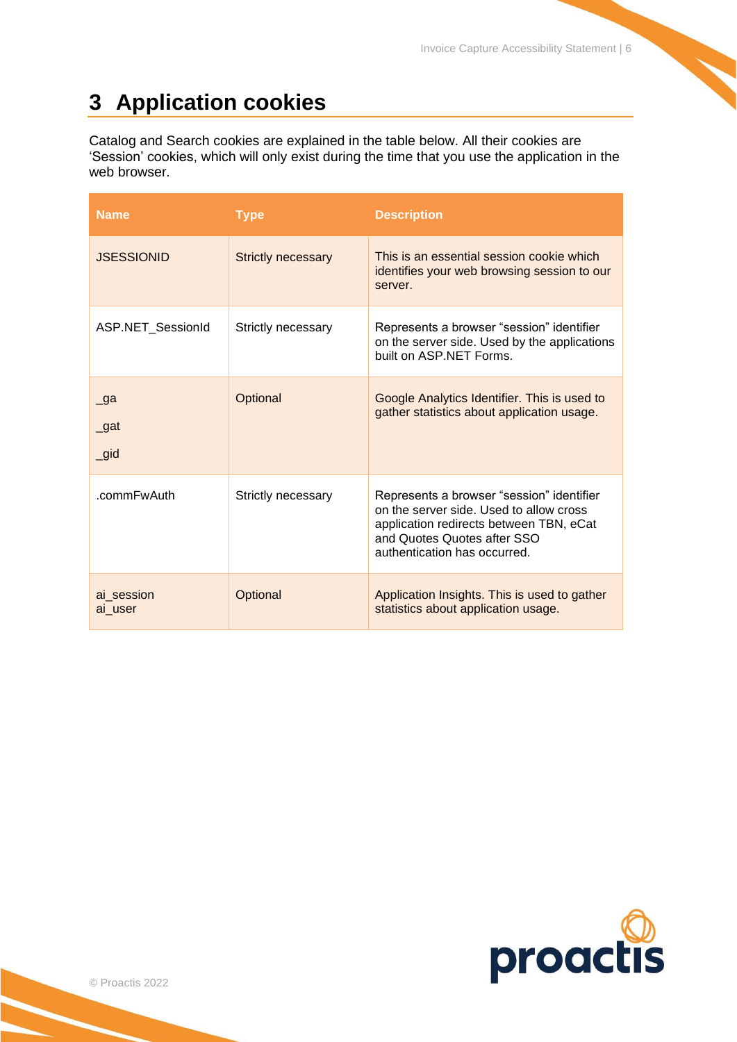# 3 Application cookies

Catalog and Search cookies are explained in the table below. All their cookies are 'Session' cookies, which will only exist during the time that you use the application in the web browser.

| Name | Type | Description |
|---|---|---|
| JSESSIONID | Strictly necessary | This is an essential session cookie which identifies your web browsing session to our server. |
| ASP.NET_SessionId | Strictly necessary | Represents a browser "session" identifier on the server side. Used by the applications built on ASP.NET Forms. |
| _ga<br>_gat<br>_gid | Optional | Google Analytics Identifier. This is used to gather statistics about application usage. |
| .commFwAuth | Strictly necessary | Represents a browser "session" identifier on the server side. Used to allow cross application redirects between TBN, eCat and Quotes Quotes after SSO authentication has occurred. |
| ai_session<br>ai_user | Optional | Application Insights. This is used to gather statistics about application usage. |

© Proactis 2022